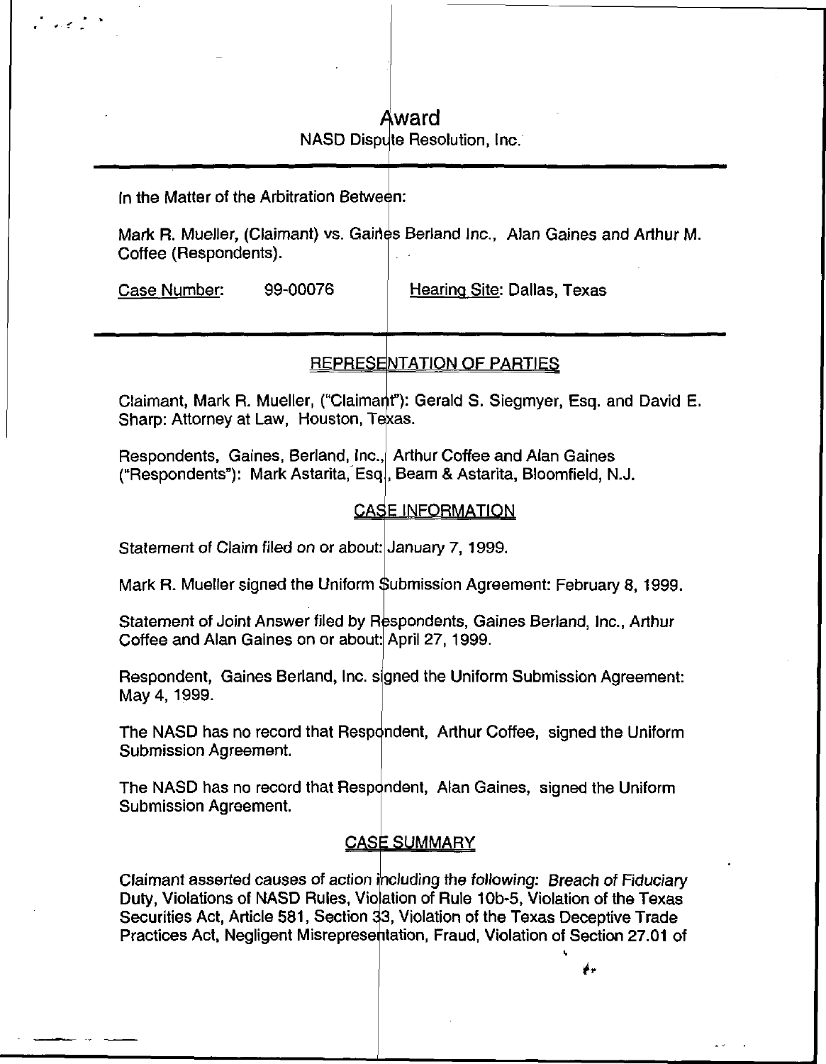# Award

NASD Dispute Resolution, Inc.

---

In the Matter of the Arbitration Between:

Mark R. Mueller, (Claimant) vs. Gaines Berland Inc., Alan Gaines and Arthur M. Coffee (Respondents).

Case Number: 99-00076 Hearing Site: Dallas, Texas

---

## REPRESENTATION OF PARTIES

Claimant, Mark R. Mueller, ("Claimant"): Gerald S. Siegmyer, Esq. and David E. Sharp: Attorney at Law, Houston, Texas.

Respondents, Gaines, Berland, Inc., Arthur Coffee and Alan Gaines ("Respondents"): Mark Astarita, Esq., Beam & Astarita, Bloomfield, N.J.

## CASE INFORMATION

Statement of Claim filed on or about: January 7, 1999.

Mark R. Mueller signed the Uniform Submission Agreement: February 8, 1999.

Statement of Joint Answer filed by Respondents, Gaines Berland, Inc., Arthur Coffee and Alan Gaines on or about: April 27, 1999.

Respondent, Gaines Berland, Inc. signed the Uniform Submission Agreement: May 4, 1999.

The NASD has no record that Respondent, Arthur Coffee, signed the Uniform Submission Agreement.

The NASD has no record that Respondent, Alan Gaines, signed the Uniform Submission Agreement.

## CASE SUMMARY

Claimant asserted causes of action including the following: *Breach of Fiduciary Duty, Violations of NASD Rules, Violation of Rule 10b-5, Violation of the Texas Securities Act, Article 581, Section 33, Violation of the Texas Deceptive Trade Practices Act, Negligent Misrepresentation, Fraud, Violation of Section 27.01 of*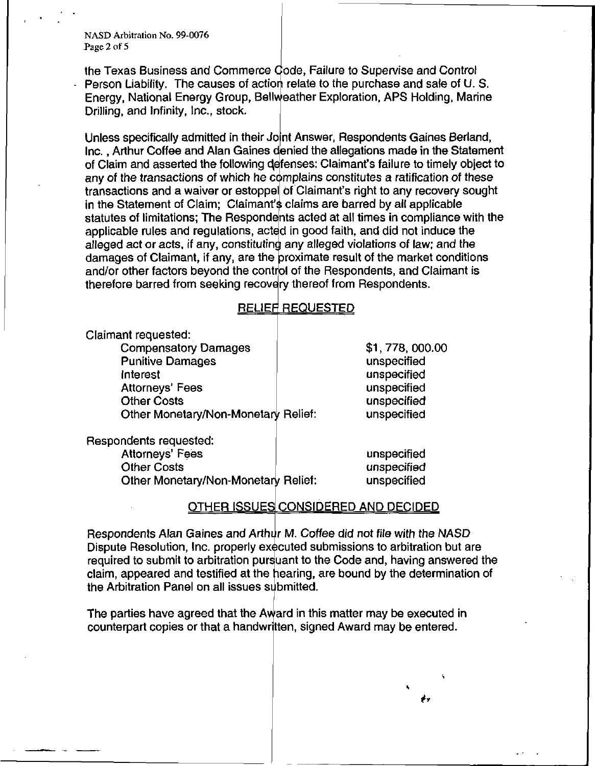the Texas Business and Commerce Code, Failure to Supervise and Control Person Liability. The causes of action relate to the purchase and sale of U. S. Energy, National Energy Group, Bellweather Exploration, APS Holding, Marine Drilling, and Infinity, Inc., stock.

Unless specifically admitted in their Joint Answer, Respondents Gaines Berland, Inc. , Arthur Coffee and Alan Gaines denied the allegations made in the Statement of Claim and asserted the following defenses: Claimant's failure to timely object to any of the transactions of which he complains constitutes a ratification of these transactions and a waiver or estoppel of Claimant's right to any recovery sought in the Statement of Claim; Claimant's claims are barred by all applicable statutes of limitations; The Respondents acted at all times in compliance with the applicable rules and regulations, acted in good faith, and did not induce the alleged act or acts, if any, constituting any alleged violations of law; and the damages of Claimant, if any, are the proximate result of the market conditions and/or other factors beyond the control of the Respondents, and Claimant is therefore barred from seeking recovery thereof from Respondents.

## RELIEF REQUESTED

Claimant requested:

| | |
|---|---|
| Compensatory Damages | $1, 778, 000.00 |
| Punitive Damages | unspecified |
| Interest | unspecified |
| Attorneys' Fees | unspecified |
| Other Costs | unspecified |
| Other Monetary/Non-Monetary Relief: | unspecified |

Respondents requested:

| | |
|---|---|
| Attorneys' Fees | unspecified |
| Other Costs | unspecified |
| Other Monetary/Non-Monetary Relief: | unspecified |

## OTHER ISSUES CONSIDERED AND DECIDED

Respondents Alan Gaines and Arthur M. Coffee did not file with the NASD Dispute Resolution, Inc. properly executed submissions to arbitration but are required to submit to arbitration pursuant to the Code and, having answered the claim, appeared and testified at the hearing, are bound by the determination of the Arbitration Panel on all issues submitted.

The parties have agreed that the Award in this matter may be executed in counterpart copies or that a handwritten, signed Award may be entered.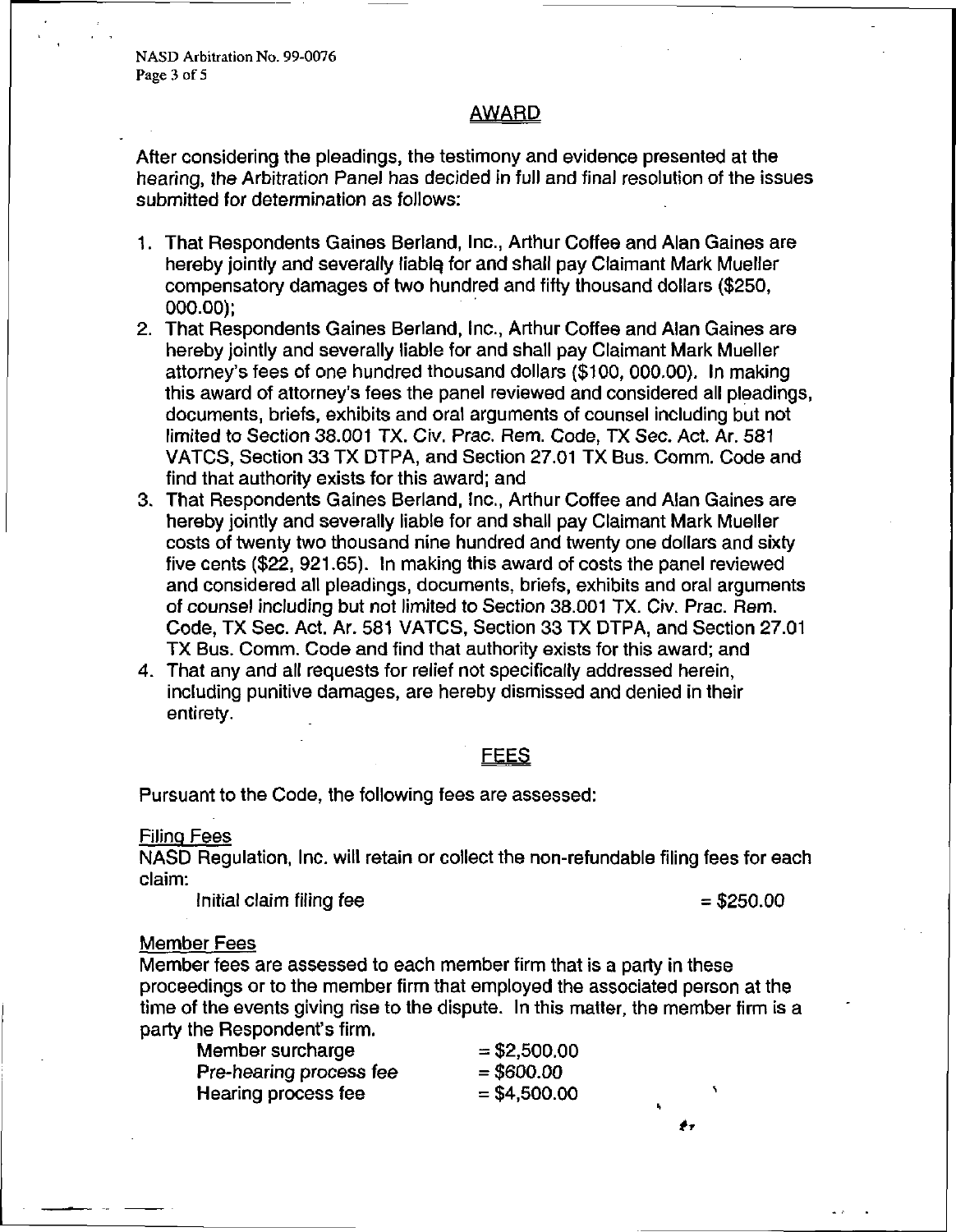## AWARD

After considering the pleadings, the testimony and evidence presented at the hearing, the Arbitration Panel has decided in full and final resolution of the issues submitted for determination as follows:

1. That Respondents Gaines Berland, Inc., Arthur Coffee and Alan Gaines are hereby jointly and severally liable for and shall pay Claimant Mark Mueller compensatory damages of two hundred and fifty thousand dollars ($250, 000.00);
2. That Respondents Gaines Berland, Inc., Arthur Coffee and Alan Gaines are hereby jointly and severally liable for and shall pay Claimant Mark Mueller attorney's fees of one hundred thousand dollars ($100, 000.00). In making this award of attorney's fees the panel reviewed and considered all pleadings, documents, briefs, exhibits and oral arguments of counsel including but not limited to Section 38.001 TX. Civ. Prac. Rem. Code, TX Sec. Act. Ar. 581 VATCS, Section 33 TX DTPA, and Section 27.01 TX Bus. Comm. Code and find that authority exists for this award; and
3. That Respondents Gaines Berland, Inc., Arthur Coffee and Alan Gaines are hereby jointly and severally liable for and shall pay Claimant Mark Mueller costs of twenty two thousand nine hundred and twenty one dollars and sixty five cents ($22, 921.65). In making this award of costs the panel reviewed and considered all pleadings, documents, briefs, exhibits and oral arguments of counsel including but not limited to Section 38.001 TX. Civ. Prac. Rem. Code, TX Sec. Act. Ar. 581 VATCS, Section 33 TX DTPA, and Section 27.01 TX Bus. Comm. Code and find that authority exists for this award; and
4. That any and all requests for relief not specifically addressed herein, including punitive damages, are hereby dismissed and denied in their entirety.

## FEES

Pursuant to the Code, the following fees are assessed:

**Filing Fees**

NASD Regulation, Inc. will retain or collect the non-refundable filing fees for each claim:

Initial claim filing fee = $250.00

**Member Fees**

Member fees are assessed to each member firm that is a party in these proceedings or to the member firm that employed the associated person at the time of the events giving rise to the dispute. In this matter, the member firm is a party the Respondent's firm.

| | |
|---|---|
| Member surcharge | = $2,500.00 |
| Pre-hearing process fee | = $600.00 |
| Hearing process fee | = $4,500.00 |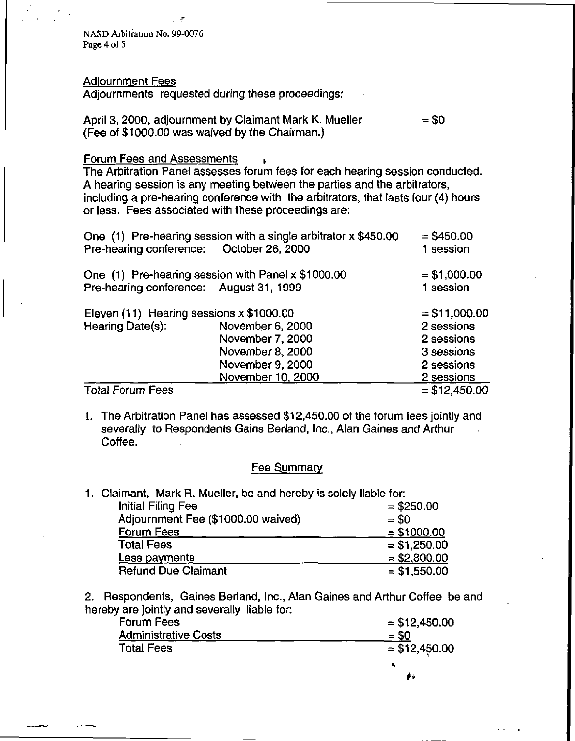### Adjournment Fees

Adjournments requested during these proceedings:

| | |
|---|---|
| April 3, 2000, adjournment by Claimant Mark K. Mueller (Fee of $1000.00 was waived by the Chairman.) | = $0 |

### Forum Fees and Assessments

The Arbitration Panel assesses forum fees for each hearing session conducted. A hearing session is any meeting between the parties and the arbitrators, including a pre-hearing conference with the arbitrators, that lasts four (4) hours or less. Fees associated with these proceedings are:

| | | |
|---|---|---|
| One (1) Pre-hearing session with a single arbitrator x $450.00 | | = $450.00 |
| Pre-hearing conference: | October 26, 2000 | 1 session |
| One (1) Pre-hearing session with Panel x $1000.00 | | = $1,000.00 |
| Pre-hearing conference: | August 31, 1999 | 1 session |
| Eleven (11) Hearing sessions x $1000.00 | | = $11,000.00 |
| Hearing Date(s): | November 6, 2000 | 2 sessions |
| | November 7, 2000 | 2 sessions |
| | November 8, 2000 | 3 sessions |
| | November 9, 2000 | 2 sessions |
| | November 10, 2000 | 2 sessions |
| Total Forum Fees | | = $12,450.00 |

1. The Arbitration Panel has assessed $12,450.00 of the forum fees jointly and severally to Respondents Gains Berland, Inc., Alan Gaines and Arthur Coffee.

### Fee Summary

1. Claimant, Mark R. Mueller, be and hereby is solely liable for:

| | |
|---|---|
| Initial Filing Fee | = $250.00 |
| Adjournment Fee ($1000.00 waived) | = $0 |
| Forum Fees | = $1000.00 |
| Total Fees | = $1,250.00 |
| Less payments | = $2,800.00 |
| Refund Due Claimant | = $1,550.00 |

2. Respondents, Gaines Berland, Inc., Alan Gaines and Arthur Coffee be and hereby are jointly and severally liable for:

| | |
|---|---|
| Forum Fees | = $12,450.00 |
| Administrative Costs | = $0 |
| Total Fees | = $12,450.00 |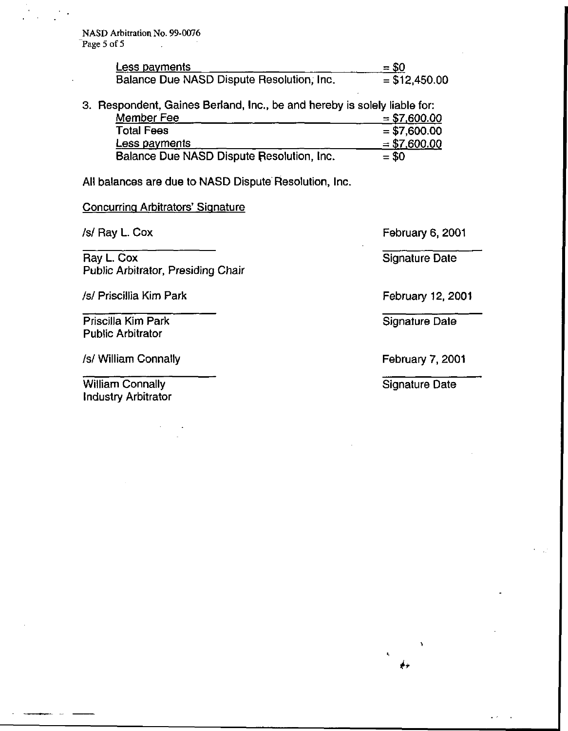| | |
|---|---|
| Less payments | = $0 |
| Balance Due NASD Dispute Resolution, Inc. | = $12,450.00 |

3. Respondent, Gaines Berland, Inc., be and hereby is solely liable for:

| | |
|---|---|
| Member Fee | = $7,600.00 |
| Total Fees | = $7,600.00 |
| Less payments | = $7,600.00 |
| Balance Due NASD Dispute Resolution, Inc. | = $0 |

All balances are due to NASD Dispute Resolution, Inc.

Concurring Arbitrators' Signature

/s/ Ray L. Cox — February 6, 2001

Ray L. Cox
Public Arbitrator, Presiding Chair — Signature Date

/s/ Priscillia Kim Park — February 12, 2001

Priscilla Kim Park
Public Arbitrator — Signature Date

/s/ William Connally — February 7, 2001

William Connally
Industry Arbitrator — Signature Date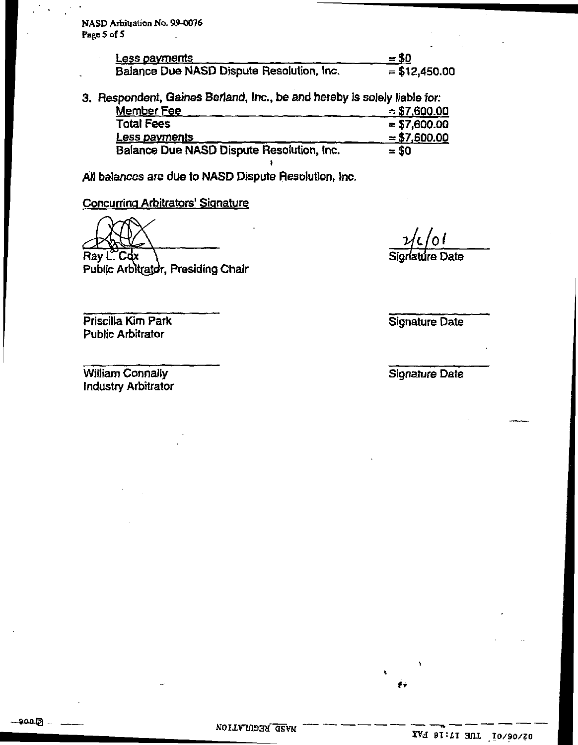| | |
|---|---|
| Less payments | = $0 |
| Balance Due NASD Dispute Resolution, Inc. | = $12,450.00 |

3. Respondent, Gaines Berland, Inc., be and hereby is solely liable for:

| | |
|---|---|
| Member Fee | = $7,600.00 |
| Total Fees | = $7,600.00 |
| Less payments | = $7,600.00 |
| Balance Due NASD Dispute Resolution, Inc. | = $0 |

All balances are due to NASD Dispute Resolution, Inc.

Concurring Arbitrators' Signature

Ray L. Cox
Public Arbitrator, Presiding Chair

2/6/01
Signature Date

Priscilla Kim Park
Public Arbitrator

Signature Date

William Connally
Industry Arbitrator

Signature Date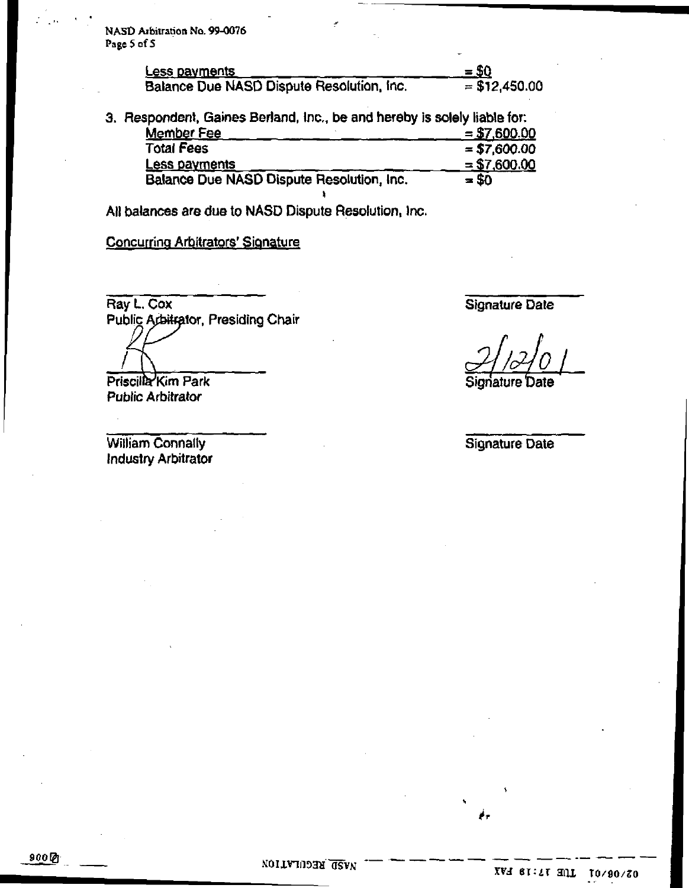| | |
|---|---|
| Less payments | = $0 |
| Balance Due NASD Dispute Resolution, Inc. | = $12,450.00 |

3. Respondent, Gaines Berland, Inc., be and hereby is solely liable for:

| | |
|---|---|
| Member Fee | = $7,600.00 |
| Total Fees | = $7,600.00 |
| Less payments | = $7,600.00 |
| Balance Due NASD Dispute Resolution, Inc. | = $0 |

All balances are due to NASD Dispute Resolution, Inc.

Concurring Arbitrators' Signature

| | |
|---|---|
| Ray L. Cox<br>Public Arbitrator, Presiding Chair | Signature Date |
| Priscilla Kim Park<br>Public Arbitrator | 2/12/01<br>Signature Date |
| William Connally<br>Industry Arbitrator | Signature Date |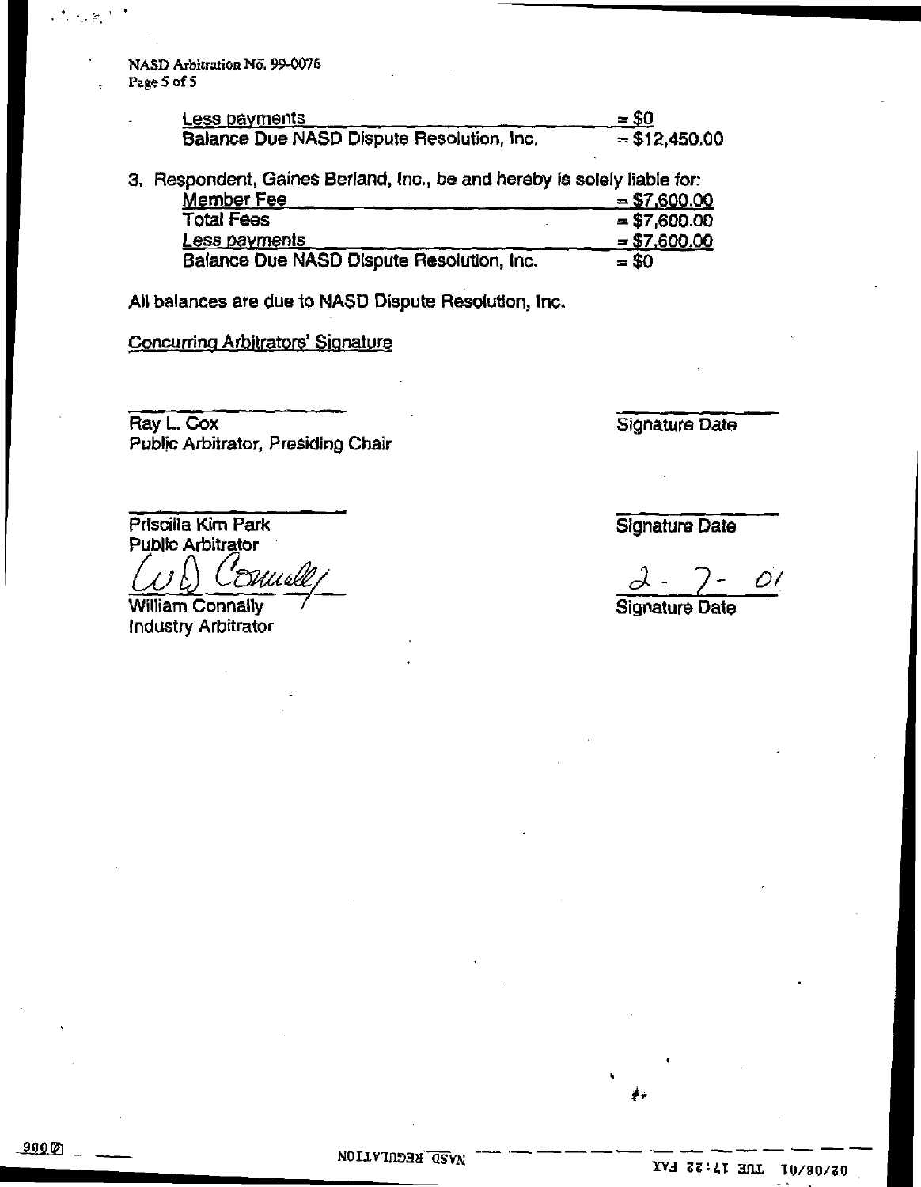| | |
|---|---|
| Less payments | = $0 |
| Balance Due NASD Dispute Resolution, Inc. | = $12,450.00 |

3. Respondent, Gaines Berland, Inc., be and hereby is solely liable for:

| | |
|---|---|
| Member Fee | = $7,600.00 |
| Total Fees | = $7,600.00 |
| Less payments | = $7,600.00 |
| Balance Due NASD Dispute Resolution, Inc. | = $0 |

All balances are due to NASD Dispute Resolution, Inc.

Concurring Arbitrators' Signature

Ray L. Cox
Public Arbitrator, Presiding Chair

Signature Date

Priscilla Kim Park
Public Arbitrator

Signature Date

William Connally
Industry Arbitrator

2-7-01
Signature Date